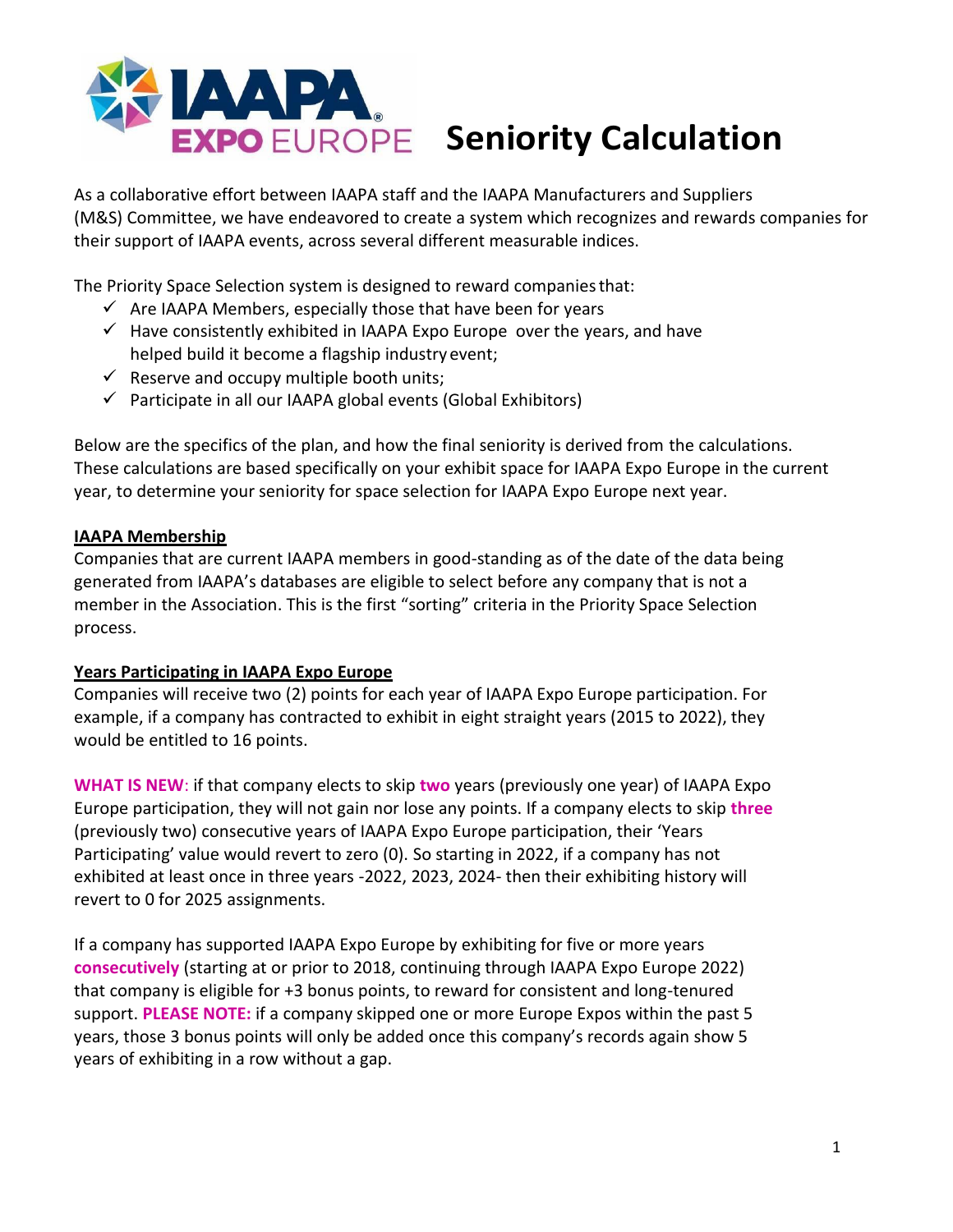# IAAPA EXPO EUROPE Seniority Calculation

As a collaborative effort between IAAPA staff and the IAAPA Manufacturers and Suppliers (M&S) Committee, we have endeavored to create a system which recognizes and rewards companies for their support of IAAPA events, across several different measurable indices.

The Priority Space Selection system is designed to reward companies that:

- ✓ Are IAAPA Members, especially those that have been for years
- ✓ Have consistently exhibited in IAAPA Expo Europe over the years, and have helped build it become a flagship industry event;
- ✓ Reserve and occupy multiple booth units;
- ✓ Participate in all our IAAPA global events (Global Exhibitors)

Below are the specifics of the plan, and how the final seniority is derived from the calculations. These calculations are based specifically on your exhibit space for IAAPA Expo Europe in the current year, to determine your seniority for space selection for IAAPA Expo Europe next year.

**IAAPA Membership**

Companies that are current IAAPA members in good-standing as of the date of the data being generated from IAAPA's databases are eligible to select before any company that is not a member in the Association. This is the first "sorting" criteria in the Priority Space Selection process.

**Years Participating in IAAPA Expo Europe**

Companies will receive two (2) points for each year of IAAPA Expo Europe participation. For example, if a company has contracted to exhibit in eight straight years (2015 to 2022), they would be entitled to 16 points.

**WHAT IS NEW**: if that company elects to skip **two** years (previously one year) of IAAPA Expo Europe participation, they will not gain nor lose any points. If a company elects to skip **three** (previously two) consecutive years of IAAPA Expo Europe participation, their 'Years Participating' value would revert to zero (0). So starting in 2022, if a company has not exhibited at least once in three years -2022, 2023, 2024- then their exhibiting history will revert to 0 for 2025 assignments.

If a company has supported IAAPA Expo Europe by exhibiting for five or more years **consecutively** (starting at or prior to 2018, continuing through IAAPA Expo Europe 2022) that company is eligible for +3 bonus points, to reward for consistent and long-tenured support. **PLEASE NOTE:** if a company skipped one or more Europe Expos within the past 5 years, those 3 bonus points will only be added once this company's records again show 5 years of exhibiting in a row without a gap.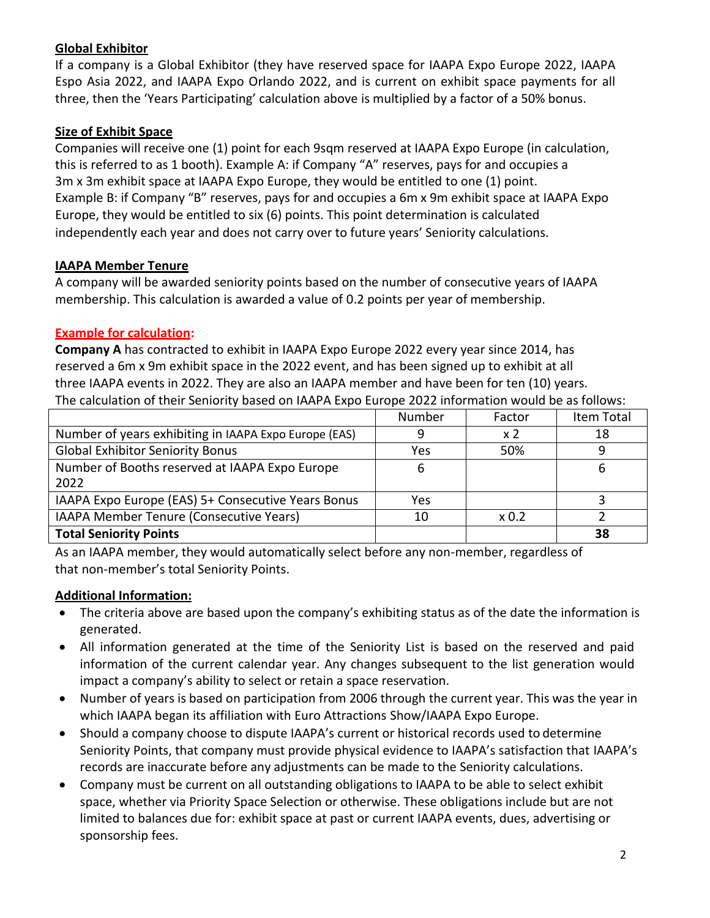**Global Exhibitor**

If a company is a Global Exhibitor (they have reserved space for IAAPA Expo Europe 2022, IAAPA Espo Asia 2022, and IAAPA Expo Orlando 2022, and is current on exhibit space payments for all three, then the 'Years Participating' calculation above is multiplied by a factor of a 50% bonus.

**Size of Exhibit Space**

Companies will receive one (1) point for each 9sqm reserved at IAAPA Expo Europe (in calculation, this is referred to as 1 booth). Example A: if Company "A" reserves, pays for and occupies a 3m x 3m exhibit space at IAAPA Expo Europe, they would be entitled to one (1) point. Example B: if Company "B" reserves, pays for and occupies a 6m x 9m exhibit space at IAAPA Expo Europe, they would be entitled to six (6) points. This point determination is calculated independently each year and does not carry over to future years' Seniority calculations.

**IAAPA Member Tenure**

A company will be awarded seniority points based on the number of consecutive years of IAAPA membership. This calculation is awarded a value of 0.2 points per year of membership.

**Example for calculation:**

**Company A** has contracted to exhibit in IAAPA Expo Europe 2022 every year since 2014, has reserved a 6m x 9m exhibit space in the 2022 event, and has been signed up to exhibit at all three IAAPA events in 2022. They are also an IAAPA member and have been for ten (10) years. The calculation of their Seniority based on IAAPA Expo Europe 2022 information would be as follows:

| | Number | Factor | Item Total |
|---|---|---|---|
| Number of years exhibiting in IAAPA Expo Europe (EAS) | 9 | x 2 | 18 |
| Global Exhibitor Seniority Bonus | Yes | 50% | 9 |
| Number of Booths reserved at IAAPA Expo Europe 2022 | 6 | | 6 |
| IAAPA Expo Europe (EAS) 5+ Consecutive Years Bonus | Yes | | 3 |
| IAAPA Member Tenure (Consecutive Years) | 10 | x 0.2 | 2 |
| **Total Seniority Points** | | | **38** |

As an IAAPA member, they would automatically select before any non-member, regardless of that non-member's total Seniority Points.

**Additional Information:**

- The criteria above are based upon the company's exhibiting status as of the date the information is generated.
- All information generated at the time of the Seniority List is based on the reserved and paid information of the current calendar year. Any changes subsequent to the list generation would impact a company's ability to select or retain a space reservation.
- Number of years is based on participation from 2006 through the current year. This was the year in which IAAPA began its affiliation with Euro Attractions Show/IAAPA Expo Europe.
- Should a company choose to dispute IAAPA's current or historical records used to determine Seniority Points, that company must provide physical evidence to IAAPA's satisfaction that IAAPA's records are inaccurate before any adjustments can be made to the Seniority calculations.
- Company must be current on all outstanding obligations to IAAPA to be able to select exhibit space, whether via Priority Space Selection or otherwise. These obligations include but are not limited to balances due for: exhibit space at past or current IAAPA events, dues, advertising or sponsorship fees.